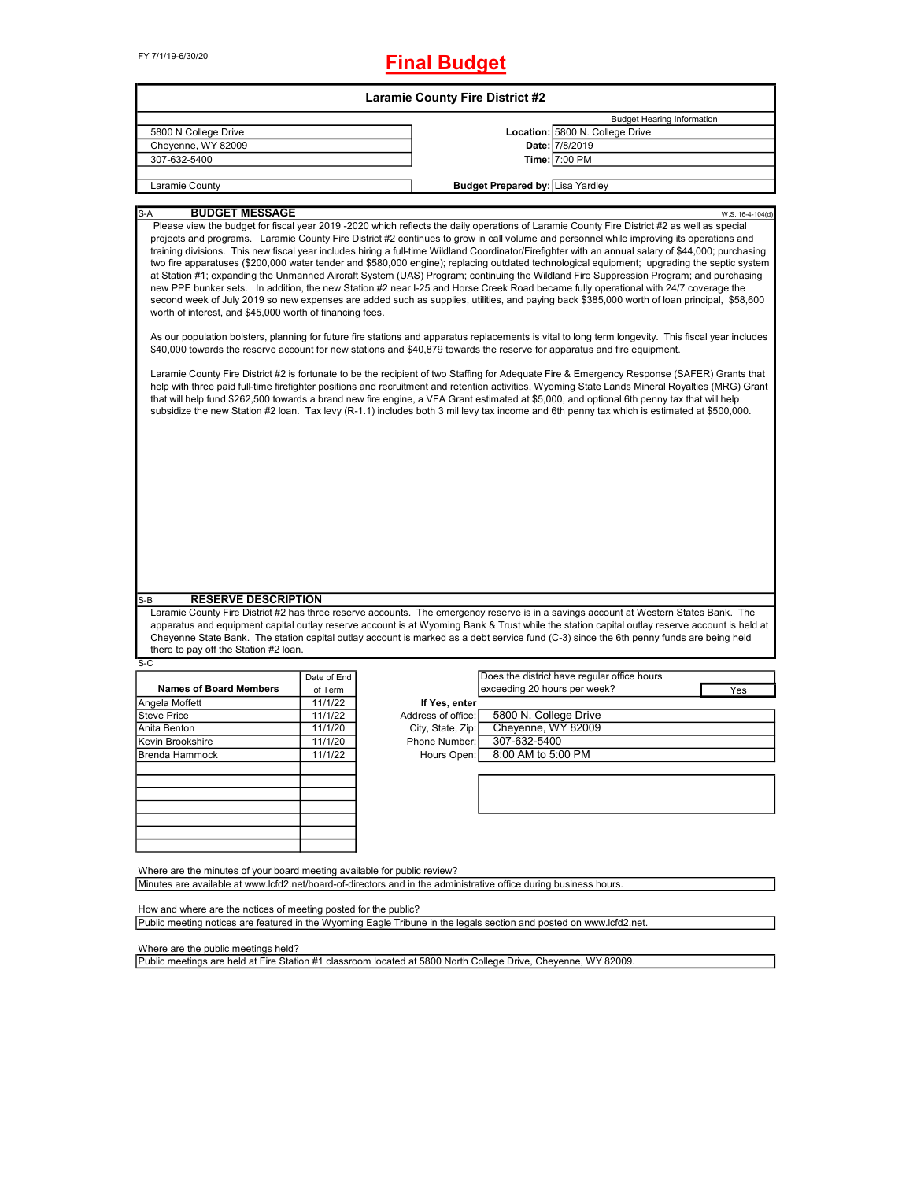FY 7/1/19-6/30/20

# Final Budget

## Laramie County Fire District #2

| | | |
|---|---|---|
| | | Budget Hearing Information |
| 5800 N College Drive | **Location:** | 5800 N. College Drive |
| Cheyenne, WY 82009 | **Date:** | 7/8/2019 |
| 307-632-5400 | **Time:** | 7:00 PM |
| Laramie County | **Budget Prepared by:** | Lisa Yardley |

S-A

### BUDGET MESSAGE

W.S. 16-4-104(d)

Please view the budget for fiscal year 2019 -2020 which reflects the daily operations of Laramie County Fire District #2 as well as special projects and programs. Laramie County Fire District #2 continues to grow in call volume and personnel while improving its operations and training divisions. This new fiscal year includes hiring a full-time Wildland Coordinator/Firefighter with an annual salary of $44,000; purchasing two fire apparatuses ($200,000 water tender and $580,000 engine); replacing outdated technological equipment; upgrading the septic system at Station #1; expanding the Unmanned Aircraft System (UAS) Program; continuing the Wildland Fire Suppression Program; and purchasing new PPE bunker sets. In addition, the new Station #2 near I-25 and Horse Creek Road became fully operational with 24/7 coverage the second week of July 2019 so new expenses are added such as supplies, utilities, and paying back $385,000 worth of loan principal, $58,600 worth of interest, and $45,000 worth of financing fees.

As our population bolsters, planning for future fire stations and apparatus replacements is vital to long term longevity. This fiscal year includes $40,000 towards the reserve account for new stations and $40,879 towards the reserve for apparatus and fire equipment.

Laramie County Fire District #2 is fortunate to be the recipient of two Staffing for Adequate Fire & Emergency Response (SAFER) Grants that help with three paid full-time firefighter positions and recruitment and retention activities, Wyoming State Lands Mineral Royalties (MRG) Grant that will help fund $262,500 towards a brand new fire engine, a VFA Grant estimated at $5,000, and optional 6th penny tax that will help subsidize the new Station #2 loan. Tax levy (R-1.1) includes both 3 mil levy tax income and 6th penny tax which is estimated at $500,000.

S-B

### RESERVE DESCRIPTION

Laramie County Fire District #2 has three reserve accounts. The emergency reserve is in a savings account at Western States Bank. The apparatus and equipment capital outlay reserve account is at Wyoming Bank & Trust while the station capital outlay reserve account is held at Cheyenne State Bank. The station capital outlay account is marked as a debt service fund (C-3) since the 6th penny funds are being held there to pay off the Station #2 loan.

S-C

| Names of Board Members | Date of End of Term |
|---|---|
| Angela Moffett | 11/1/22 |
| Steve Price | 11/1/22 |
| Anita Benton | 11/1/20 |
| Kevin Brookshire | 11/1/20 |
| Brenda Hammock | 11/1/22 |
| | |
| | |
| | |
| | |
| | |
| | |
| | |

| | |
|---|---|
| Does the district have regular office hours exceeding 20 hours per week? | Yes |
| **If Yes, enter** | |
| Address of office: | 5800 N. College Drive |
| City, State, Zip: | Cheyenne, WY 82009 |
| Phone Number: | 307-632-5400 |
| Hours Open: | 8:00 AM to 5:00 PM |

Where are the minutes of your board meeting available for public review?

Minutes are available at www.lcfd2.net/board-of-directors and in the administrative office during business hours.

How and where are the notices of meeting posted for the public?

Public meeting notices are featured in the Wyoming Eagle Tribune in the legals section and posted on www.lcfd2.net.

Where are the public meetings held?

Public meetings are held at Fire Station #1 classroom located at 5800 North College Drive, Cheyenne, WY 82009.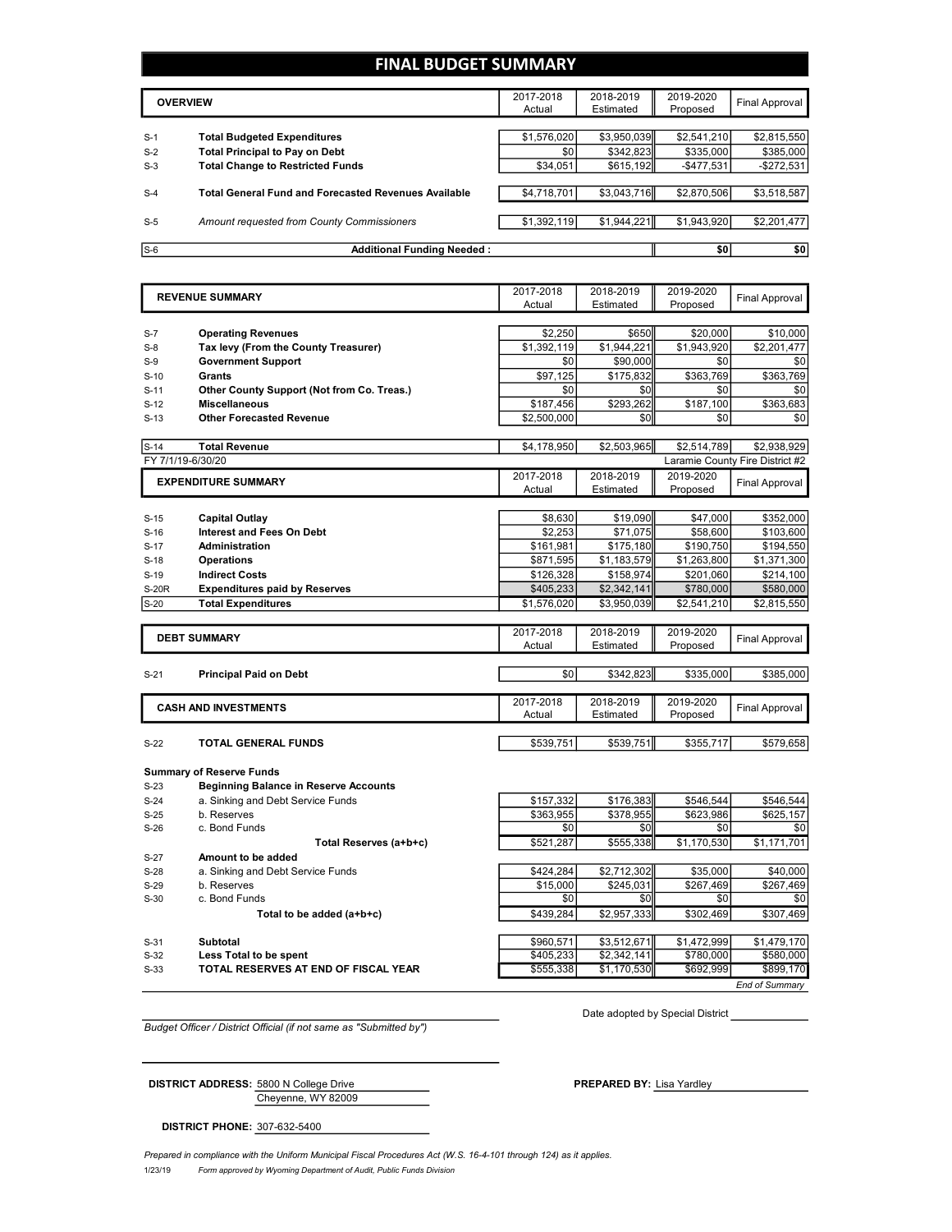# FINAL BUDGET SUMMARY

| | OVERVIEW | 2017-2018 Actual | 2018-2019 Estimated | 2019-2020 Proposed | Final Approval |
|---|---|---|---|---|---|
| S-1 | **Total Budgeted Expenditures** | $1,576,020 | $3,950,039 | $2,541,210 | $2,815,550 |
| S-2 | **Total Principal to Pay on Debt** | $0 | $342,823 | $335,000 | $385,000 |
| S-3 | **Total Change to Restricted Funds** | $34,051 | $615,192 | -$477,531 | -$272,531 |
| S-4 | **Total General Fund and Forecasted Revenues Available** | $4,718,701 | $3,043,716 | $2,870,506 | $3,518,587 |
| S-5 | *Amount requested from County Commissioners* | $1,392,119 | $1,944,221 | $1,943,920 | $2,201,477 |
| S-6 | **Additional Funding Needed :** | | | $0 | $0 |

| | REVENUE SUMMARY | 2017-2018 Actual | 2018-2019 Estimated | 2019-2020 Proposed | Final Approval |
|---|---|---|---|---|---|
| S-7 | **Operating Revenues** | $2,250 | $650 | $20,000 | $10,000 |
| S-8 | **Tax levy (From the County Treasurer)** | $1,392,119 | $1,944,221 | $1,943,920 | $2,201,477 |
| S-9 | **Government Support** | $0 | $90,000 | $0 | $0 |
| S-10 | **Grants** | $97,125 | $175,832 | $363,769 | $363,769 |
| S-11 | **Other County Support (Not from Co. Treas.)** | $0 | $0 | $0 | $0 |
| S-12 | **Miscellaneous** | $187,456 | $293,262 | $187,100 | $363,683 |
| S-13 | **Other Forecasted Revenue** | $2,500,000 | $0 | $0 | $0 |
| S-14 | **Total Revenue** | $4,178,950 | $2,503,965 | $2,514,789 | $2,938,929 |

FY 7/1/19-6/30/20 — Laramie County Fire District #2

| | EXPENDITURE SUMMARY | 2017-2018 Actual | 2018-2019 Estimated | 2019-2020 Proposed | Final Approval |
|---|---|---|---|---|---|
| S-15 | **Capital Outlay** | $8,630 | $19,090 | $47,000 | $352,000 |
| S-16 | **Interest and Fees On Debt** | $2,253 | $71,075 | $58,600 | $103,600 |
| S-17 | **Administration** | $161,981 | $175,180 | $190,750 | $194,550 |
| S-18 | **Operations** | $871,595 | $1,183,579 | $1,263,800 | $1,371,300 |
| S-19 | **Indirect Costs** | $126,328 | $158,974 | $201,060 | $214,100 |
| S-20R | **Expenditures paid by Reserves** | $405,233 | $2,342,141 | $780,000 | $580,000 |
| S-20 | **Total Expenditures** | $1,576,020 | $3,950,039 | $2,541,210 | $2,815,550 |

| | DEBT SUMMARY | 2017-2018 Actual | 2018-2019 Estimated | 2019-2020 Proposed | Final Approval |
|---|---|---|---|---|---|
| S-21 | **Principal Paid on Debt** | $0 | $342,823 | $335,000 | $385,000 |

| | CASH AND INVESTMENTS | 2017-2018 Actual | 2018-2019 Estimated | 2019-2020 Proposed | Final Approval |
|---|---|---|---|---|---|
| S-22 | **TOTAL GENERAL FUNDS** | $539,751 | $539,751 | $355,717 | $579,658 |
| | **Summary of Reserve Funds** | | | | |
| S-23 | **Beginning Balance in Reserve Accounts** | | | | |
| S-24 | a. Sinking and Debt Service Funds | $157,332 | $176,383 | $546,544 | $546,544 |
| S-25 | b. Reserves | $363,955 | $378,955 | $623,986 | $625,157 |
| S-26 | c. Bond Funds | $0 | $0 | $0 | $0 |
| | **Total Reserves (a+b+c)** | $521,287 | $555,338 | $1,170,530 | $1,171,701 |
| S-27 | **Amount to be added** | | | | |
| S-28 | a. Sinking and Debt Service Funds | $424,284 | $2,712,302 | $35,000 | $40,000 |
| S-29 | b. Reserves | $15,000 | $245,031 | $267,469 | $267,469 |
| S-30 | c. Bond Funds | $0 | $0 | $0 | $0 |
| | **Total to be added (a+b+c)** | $439,284 | $2,957,333 | $302,469 | $307,469 |
| S-31 | **Subtotal** | $960,571 | $3,512,671 | $1,472,999 | $1,479,170 |
| S-32 | **Less Total to be spent** | $405,233 | $2,342,141 | $780,000 | $580,000 |
| S-33 | **TOTAL RESERVES AT END OF FISCAL YEAR** | $555,338 | $1,170,530 | $692,999 | $899,170 |

*End of Summary*

*Budget Officer / District Official (if not same as "Submitted by")*

Date adopted by Special District ____________

**DISTRICT ADDRESS:** 5800 N College Drive
Cheyenne, WY 82009

**PREPARED BY:** Lisa Yardley

**DISTRICT PHONE:** 307-632-5400

*Prepared in compliance with the Uniform Municipal Fiscal Procedures Act (W.S. 16-4-101 through 124) as it applies.*

1/23/19 *Form approved by Wyoming Department of Audit, Public Funds Division*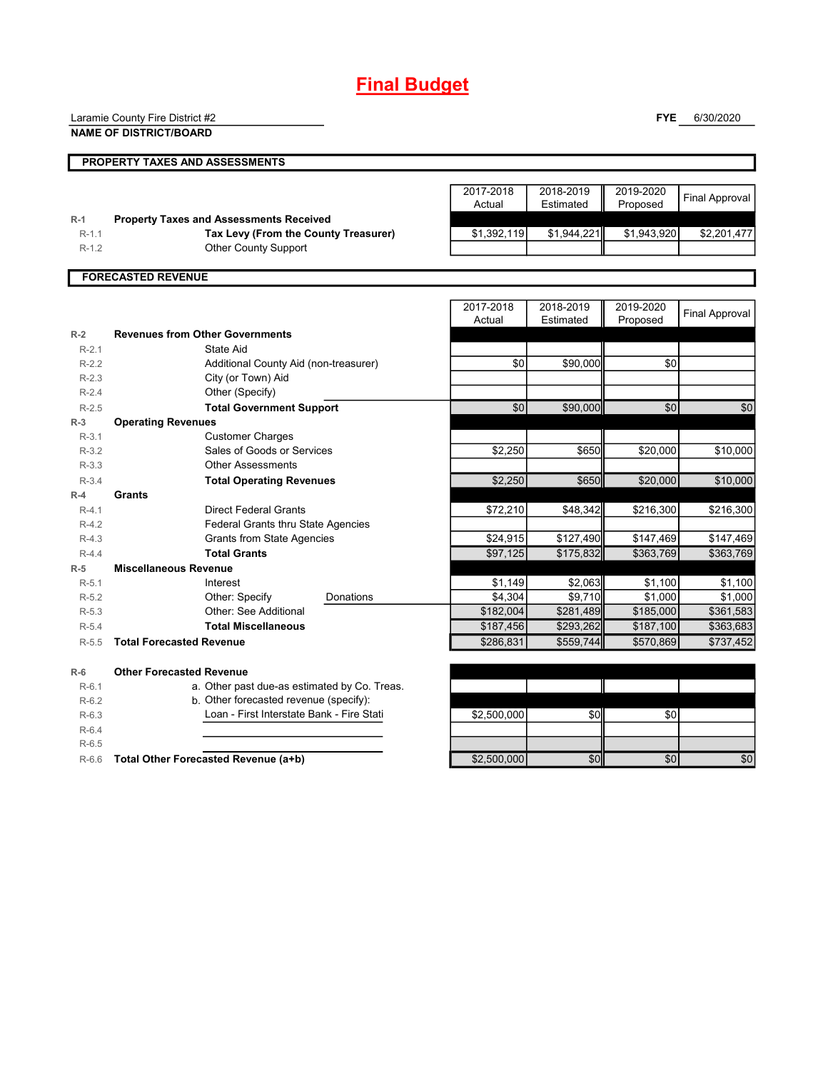# Final Budget

Laramie County Fire District #2
**NAME OF DISTRICT/BOARD**

**FYE** 6/30/2020

## PROPERTY TAXES AND ASSESSMENTS

| | | 2017-2018 Actual | 2018-2019 Estimated | 2019-2020 Proposed | Final Approval |
|---|---|---|---|---|---|
| R-1 | **Property Taxes and Assessments Received** | | | | |
| R-1.1 | **Tax Levy (From the County Treasurer)** | $1,392,119 | $1,944,221 | $1,943,920 | $2,201,477 |
| R-1.2 | Other County Support | | | | |

## FORECASTED REVENUE

| | | 2017-2018 Actual | 2018-2019 Estimated | 2019-2020 Proposed | Final Approval |
|---|---|---|---|---|---|
| R-2 | **Revenues from Other Governments** | | | | |
| R-2.1 | State Aid | | | | |
| R-2.2 | Additional County Aid (non-treasurer) | $0 | $90,000 | $0 | |
| R-2.3 | City (or Town) Aid | | | | |
| R-2.4 | Other (Specify) | | | | |
| R-2.5 | **Total Government Support** | $0 | $90,000 | $0 | $0 |
| R-3 | **Operating Revenues** | | | | |
| R-3.1 | Customer Charges | | | | |
| R-3.2 | Sales of Goods or Services | $2,250 | $650 | $20,000 | $10,000 |
| R-3.3 | Other Assessments | | | | |
| R-3.4 | **Total Operating Revenues** | $2,250 | $650 | $20,000 | $10,000 |
| R-4 | **Grants** | | | | |
| R-4.1 | Direct Federal Grants | $72,210 | $48,342 | $216,300 | $216,300 |
| R-4.2 | Federal Grants thru State Agencies | | | | |
| R-4.3 | Grants from State Agencies | $24,915 | $127,490 | $147,469 | $147,469 |
| R-4.4 | **Total Grants** | $97,125 | $175,832 | $363,769 | $363,769 |
| R-5 | **Miscellaneous Revenue** | | | | |
| R-5.1 | Interest | $1,149 | $2,063 | $1,100 | $1,100 |
| R-5.2 | Other: Specify Donations | $4,304 | $9,710 | $1,000 | $1,000 |
| R-5.3 | Other: See Additional | $182,004 | $281,489 | $185,000 | $361,583 |
| R-5.4 | **Total Miscellaneous** | $187,456 | $293,262 | $187,100 | $363,683 |
| R-5.5 | **Total Forecasted Revenue** | $286,831 | $559,744 | $570,869 | $737,452 |
| R-6 | **Other Forecasted Revenue** | | | | |
| R-6.1 | a. Other past due-as estimated by Co. Treas. | | | | |
| R-6.2 | b. Other forecasted revenue (specify): | | | | |
| R-6.3 | Loan - First Interstate Bank - Fire Stati | $2,500,000 | $0 | $0 | |
| R-6.4 | | | | | |
| R-6.5 | | | | | |
| R-6.6 | **Total Other Forecasted Revenue (a+b)** | $2,500,000 | $0 | $0 | $0 |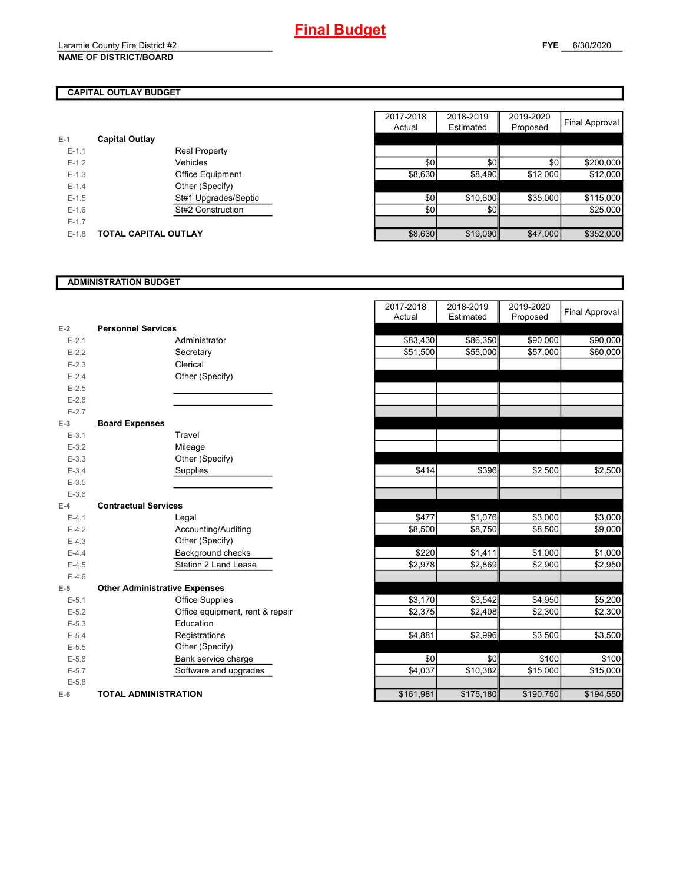# Final Budget

Laramie County Fire District #2
**NAME OF DISTRICT/BOARD**

**FYE** 6/30/2020

## CAPITAL OUTLAY BUDGET

| | | | 2017-2018 Actual | 2018-2019 Estimated | 2019-2020 Proposed | Final Approval |
|---|---|---|---|---|---|---|
| E-1 | **Capital Outlay** | | | | | |
| E-1.1 | | Real Property | | | | |
| E-1.2 | | Vehicles | $0 | $0 | $0 | $200,000 |
| E-1.3 | | Office Equipment | $8,630 | $8,490 | $12,000 | $12,000 |
| E-1.4 | | Other (Specify) | | | | |
| E-1.5 | | St#1 Upgrades/Septic | $0 | $10,600 | $35,000 | $115,000 |
| E-1.6 | | St#2 Construction | $0 | $0 | | $25,000 |
| E-1.7 | | | | | | |
| E-1.8 | **TOTAL CAPITAL OUTLAY** | | $8,630 | $19,090 | $47,000 | $352,000 |

## ADMINISTRATION BUDGET

| | | | 2017-2018 Actual | 2018-2019 Estimated | 2019-2020 Proposed | Final Approval |
|---|---|---|---|---|---|---|
| E-2 | **Personnel Services** | | | | | |
| E-2.1 | | Administrator | $83,430 | $86,350 | $90,000 | $90,000 |
| E-2.2 | | Secretary | $51,500 | $55,000 | $57,000 | $60,000 |
| E-2.3 | | Clerical | | | | |
| E-2.4 | | Other (Specify) | | | | |
| E-2.5 | | | | | | |
| E-2.6 | | | | | | |
| E-2.7 | | | | | | |
| E-3 | **Board Expenses** | | | | | |
| E-3.1 | | Travel | | | | |
| E-3.2 | | Mileage | | | | |
| E-3.3 | | Other (Specify) | | | | |
| E-3.4 | | Supplies | $414 | $396 | $2,500 | $2,500 |
| E-3.5 | | | | | | |
| E-3.6 | | | | | | |
| E-4 | **Contractual Services** | | | | | |
| E-4.1 | | Legal | $477 | $1,076 | $3,000 | $3,000 |
| E-4.2 | | Accounting/Auditing | $8,500 | $8,750 | $8,500 | $9,000 |
| E-4.3 | | Other (Specify) | | | | |
| E-4.4 | | Background checks | $220 | $1,411 | $1,000 | $1,000 |
| E-4.5 | | Station 2 Land Lease | $2,978 | $2,869 | $2,900 | $2,950 |
| E-4.6 | | | | | | |
| E-5 | **Other Administrative Expenses** | | | | | |
| E-5.1 | | Office Supplies | $3,170 | $3,542 | $4,950 | $5,200 |
| E-5.2 | | Office equipment, rent & repair | $2,375 | $2,408 | $2,300 | $2,300 |
| E-5.3 | | Education | | | | |
| E-5.4 | | Registrations | $4,881 | $2,996 | $3,500 | $3,500 |
| E-5.5 | | Other (Specify) | | | | |
| E-5.6 | | Bank service charge | $0 | $0 | $100 | $100 |
| E-5.7 | | Software and upgrades | $4,037 | $10,382 | $15,000 | $15,000 |
| E-5.8 | | | | | | |
| E-6 | **TOTAL ADMINISTRATION** | | $161,981 | $175,180 | $190,750 | $194,550 |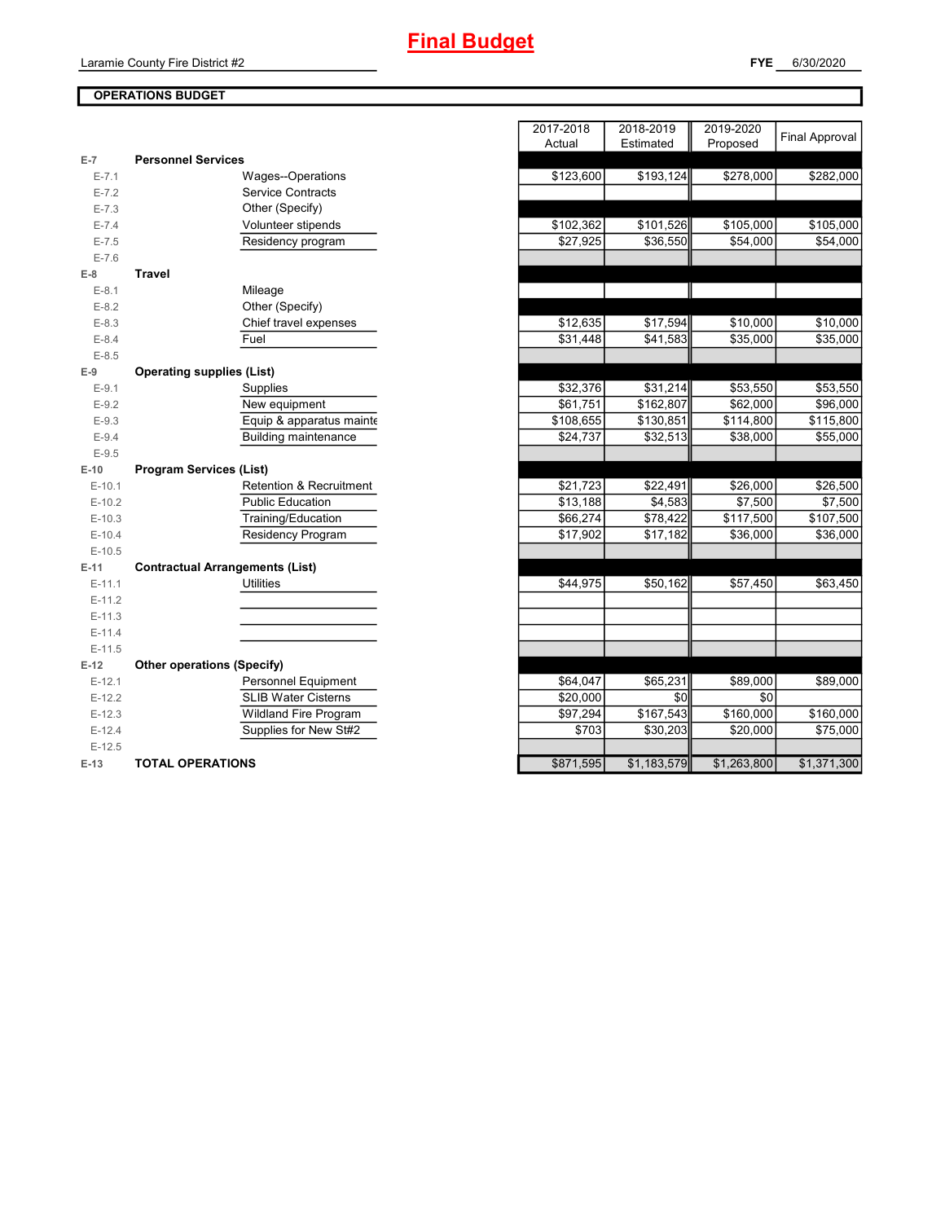# Final Budget

Laramie County Fire District #2

**FYE** 6/30/2020

## OPERATIONS BUDGET

| | | | 2017-2018 Actual | 2018-2019 Estimated | 2019-2020 Proposed | Final Approval |
|---|---|---|---|---|---|---|
| E-7 | **Personnel Services** | | | | | |
| E-7.1 | | Wages--Operations | $123,600 | $193,124 | $278,000 | $282,000 |
| E-7.2 | | Service Contracts | | | | |
| E-7.3 | | Other (Specify) | | | | |
| E-7.4 | | Volunteer stipends | $102,362 | $101,526 | $105,000 | $105,000 |
| E-7.5 | | Residency program | $27,925 | $36,550 | $54,000 | $54,000 |
| E-7.6 | | | | | | |
| E-8 | **Travel** | | | | | |
| E-8.1 | | Mileage | | | | |
| E-8.2 | | Other (Specify) | | | | |
| E-8.3 | | Chief travel expenses | $12,635 | $17,594 | $10,000 | $10,000 |
| E-8.4 | | Fuel | $31,448 | $41,583 | $35,000 | $35,000 |
| E-8.5 | | | | | | |
| E-9 | **Operating supplies (List)** | | | | | |
| E-9.1 | | Supplies | $32,376 | $31,214 | $53,550 | $53,550 |
| E-9.2 | | New equipment | $61,751 | $162,807 | $62,000 | $96,000 |
| E-9.3 | | Equip & apparatus mainte | $108,655 | $130,851 | $114,800 | $115,800 |
| E-9.4 | | Building maintenance | $24,737 | $32,513 | $38,000 | $55,000 |
| E-9.5 | | | | | | |
| E-10 | **Program Services (List)** | | | | | |
| E-10.1 | | Retention & Recruitment | $21,723 | $22,491 | $26,000 | $26,500 |
| E-10.2 | | Public Education | $13,188 | $4,583 | $7,500 | $7,500 |
| E-10.3 | | Training/Education | $66,274 | $78,422 | $117,500 | $107,500 |
| E-10.4 | | Residency Program | $17,902 | $17,182 | $36,000 | $36,000 |
| E-10.5 | | | | | | |
| E-11 | **Contractual Arrangements (List)** | | | | | |
| E-11.1 | | Utilities | $44,975 | $50,162 | $57,450 | $63,450 |
| E-11.2 | | | | | | |
| E-11.3 | | | | | | |
| E-11.4 | | | | | | |
| E-11.5 | | | | | | |
| E-12 | **Other operations (Specify)** | | | | | |
| E-12.1 | | Personnel Equipment | $64,047 | $65,231 | $89,000 | $89,000 |
| E-12.2 | | SLIB Water Cisterns | $20,000 | $0 | $0 | |
| E-12.3 | | Wildland Fire Program | $97,294 | $167,543 | $160,000 | $160,000 |
| E-12.4 | | Supplies for New St#2 | $703 | $30,203 | $20,000 | $75,000 |
| E-12.5 | | | | | | |
| E-13 | **TOTAL OPERATIONS** | | $871,595 | $1,183,579 | $1,263,800 | $1,371,300 |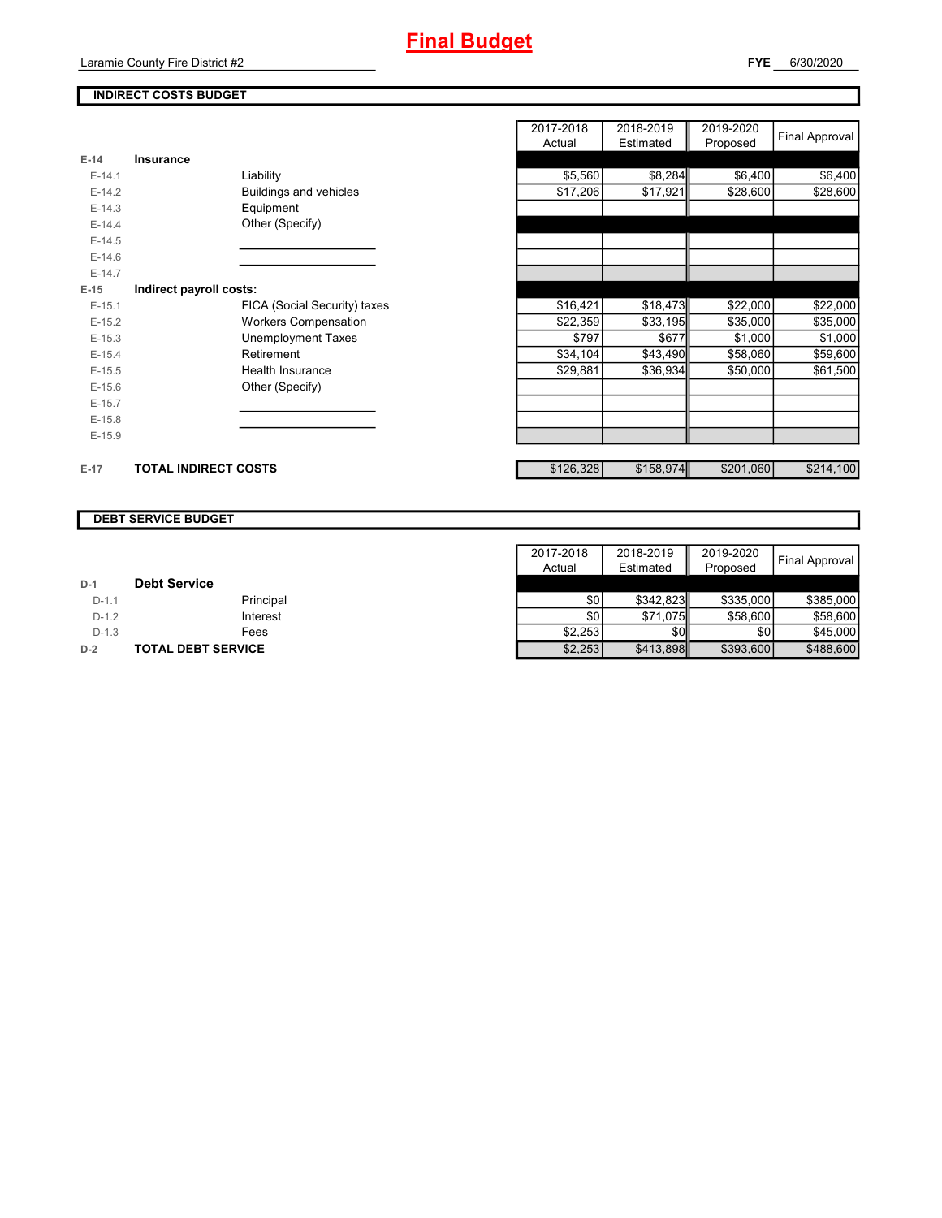# Final Budget

Laramie County Fire District #2

**FYE** 6/30/2020

## INDIRECT COSTS BUDGET

| | | | 2017-2018 Actual | 2018-2019 Estimated | 2019-2020 Proposed | Final Approval |
|---|---|---|---|---|---|---|
| **E-14** | **Insurance** | | | | | |
| E-14.1 | | Liability | $5,560 | $8,284 | $6,400 | $6,400 |
| E-14.2 | | Buildings and vehicles | $17,206 | $17,921 | $28,600 | $28,600 |
| E-14.3 | | Equipment | | | | |
| E-14.4 | | Other (Specify) | | | | |
| E-14.5 | | | | | | |
| E-14.6 | | | | | | |
| E-14.7 | | | | | | |
| **E-15** | **Indirect payroll costs:** | | | | | |
| E-15.1 | | FICA (Social Security) taxes | $16,421 | $18,473 | $22,000 | $22,000 |
| E-15.2 | | Workers Compensation | $22,359 | $33,195 | $35,000 | $35,000 |
| E-15.3 | | Unemployment Taxes | $797 | $677 | $1,000 | $1,000 |
| E-15.4 | | Retirement | $34,104 | $43,490 | $58,060 | $59,600 |
| E-15.5 | | Health Insurance | $29,881 | $36,934 | $50,000 | $61,500 |
| E-15.6 | | Other (Specify) | | | | |
| E-15.7 | | | | | | |
| E-15.8 | | | | | | |
| E-15.9 | | | | | | |
| **E-17** | **TOTAL INDIRECT COSTS** | | $126,328 | $158,974 | $201,060 | $214,100 |

## DEBT SERVICE BUDGET

| | | | 2017-2018 Actual | 2018-2019 Estimated | 2019-2020 Proposed | Final Approval |
|---|---|---|---|---|---|---|
| **D-1** | **Debt Service** | | | | | |
| D-1.1 | | Principal | $0 | $342,823 | $335,000 | $385,000 |
| D-1.2 | | Interest | $0 | $71,075 | $58,600 | $58,600 |
| D-1.3 | | Fees | $2,253 | $0 | $0 | $45,000 |
| **D-2** | **TOTAL DEBT SERVICE** | | $2,253 | $413,898 | $393,600 | $488,600 |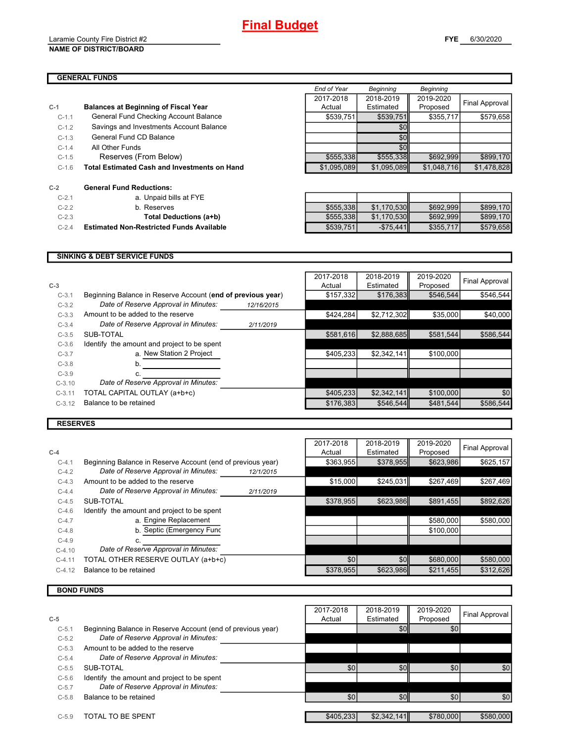# Final Budget

Laramie County Fire District #2
**NAME OF DISTRICT/BOARD**

**FYE** 6/30/2020

## GENERAL FUNDS

| | | End of Year 2017-2018 Actual | Beginning 2018-2019 Estimated | Beginning 2019-2020 Proposed | Final Approval |
|---|---|---|---|---|---|
| **C-1** | **Balances at Beginning of Fiscal Year** | | | | |
| C-1.1 | General Fund Checking Account Balance | $539,751 | $539,751 | $355,717 | $579,658 |
| C-1.2 | Savings and Investments Account Balance | | $0 | | |
| C-1.3 | General Fund CD Balance | | $0 | | |
| C-1.4 | All Other Funds | | $0 | | |
| C-1.5 | Reserves (From Below) | $555,338 | $555,338 | $692,999 | $899,170 |
| C-1.6 | **Total Estimated Cash and Investments on Hand** | $1,095,089 | $1,095,089 | $1,048,716 | $1,478,828 |
| **C-2** | **General Fund Reductions:** | | | | |
| C-2.1 | a. Unpaid bills at FYE | | | | |
| C-2.2 | b. Reserves | $555,338 | $1,170,530 | $692,999 | $899,170 |
| C-2.3 | **Total Deductions (a+b)** | $555,338 | $1,170,530 | $692,999 | $899,170 |
| C-2.4 | **Estimated Non-Restricted Funds Available** | $539,751 | -$75,441 | $355,717 | $579,658 |

## SINKING & DEBT SERVICE FUNDS

| **C-3** | | 2017-2018 Actual | 2018-2019 Estimated | 2019-2020 Proposed | Final Approval |
|---|---|---|---|---|---|
| C-3.1 | Beginning Balance in Reserve Account (**end of previous year**) | $157,332 | $176,383 | $546,544 | $546,544 |
| C-3.2 | *Date of Reserve Approval in Minutes:* 12/16/2015 | | | | |
| C-3.3 | Amount to be added to the reserve | $424,284 | $2,712,302 | $35,000 | $40,000 |
| C-3.4 | *Date of Reserve Approval in Minutes:* 2/11/2019 | | | | |
| C-3.5 | SUB-TOTAL | $581,616 | $2,888,685 | $581,544 | $586,544 |
| C-3.6 | Identify the amount and project to be spent | | | | |
| C-3.7 | a. New Station 2 Project | $405,233 | $2,342,141 | $100,000 | |
| C-3.8 | b. | | | | |
| C-3.9 | c. | | | | |
| C-3.10 | *Date of Reserve Approval in Minutes:* | | | | |
| C-3.11 | TOTAL CAPITAL OUTLAY (a+b+c) | $405,233 | $2,342,141 | $100,000 | $0 |
| C-3.12 | Balance to be retained | $176,383 | $546,544 | $481,544 | $586,544 |

## RESERVES

| **C-4** | | 2017-2018 Actual | 2018-2019 Estimated | 2019-2020 Proposed | Final Approval |
|---|---|---|---|---|---|
| C-4.1 | Beginning Balance in Reserve Account (end of previous year) | $363,955 | $378,955 | $623,986 | $625,157 |
| C-4.2 | *Date of Reserve Approval in Minutes:* 12/1/2015 | | | | |
| C-4.3 | Amount to be added to the reserve | $15,000 | $245,031 | $267,469 | $267,469 |
| C-4.4 | *Date of Reserve Approval in Minutes:* 2/11/2019 | | | | |
| C-4.5 | SUB-TOTAL | $378,955 | $623,986 | $891,455 | $892,626 |
| C-4.6 | Identify the amount and project to be spent | | | | |
| C-4.7 | a. Engine Replacement | | | $580,000 | $580,000 |
| C-4.8 | b. Septic (Emergency Func | | | $100,000 | |
| C-4.9 | c. | | | | |
| C-4.10 | *Date of Reserve Approval in Minutes:* | | | | |
| C-4.11 | TOTAL OTHER RESERVE OUTLAY (a+b+c) | $0 | $0 | $680,000 | $580,000 |
| C-4.12 | Balance to be retained | $378,955 | $623,986 | $211,455 | $312,626 |

## BOND FUNDS

| **C-5** | | 2017-2018 Actual | 2018-2019 Estimated | 2019-2020 Proposed | Final Approval |
|---|---|---|---|---|---|
| C-5.1 | Beginning Balance in Reserve Account (end of previous year) | | $0 | $0 | |
| C-5.2 | *Date of Reserve Approval in Minutes:* | | | | |
| C-5.3 | Amount to be added to the reserve | | | | |
| C-5.4 | *Date of Reserve Approval in Minutes:* | | | | |
| C-5.5 | SUB-TOTAL | $0 | $0 | $0 | $0 |
| C-5.6 | Identify the amount and project to be spent | | | | |
| C-5.7 | *Date of Reserve Approval in Minutes:* | | | | |
| C-5.8 | Balance to be retained | $0 | $0 | $0 | $0 |
| C-5.9 | TOTAL TO BE SPENT | $405,233 | $2,342,141 | $780,000 | $580,000 |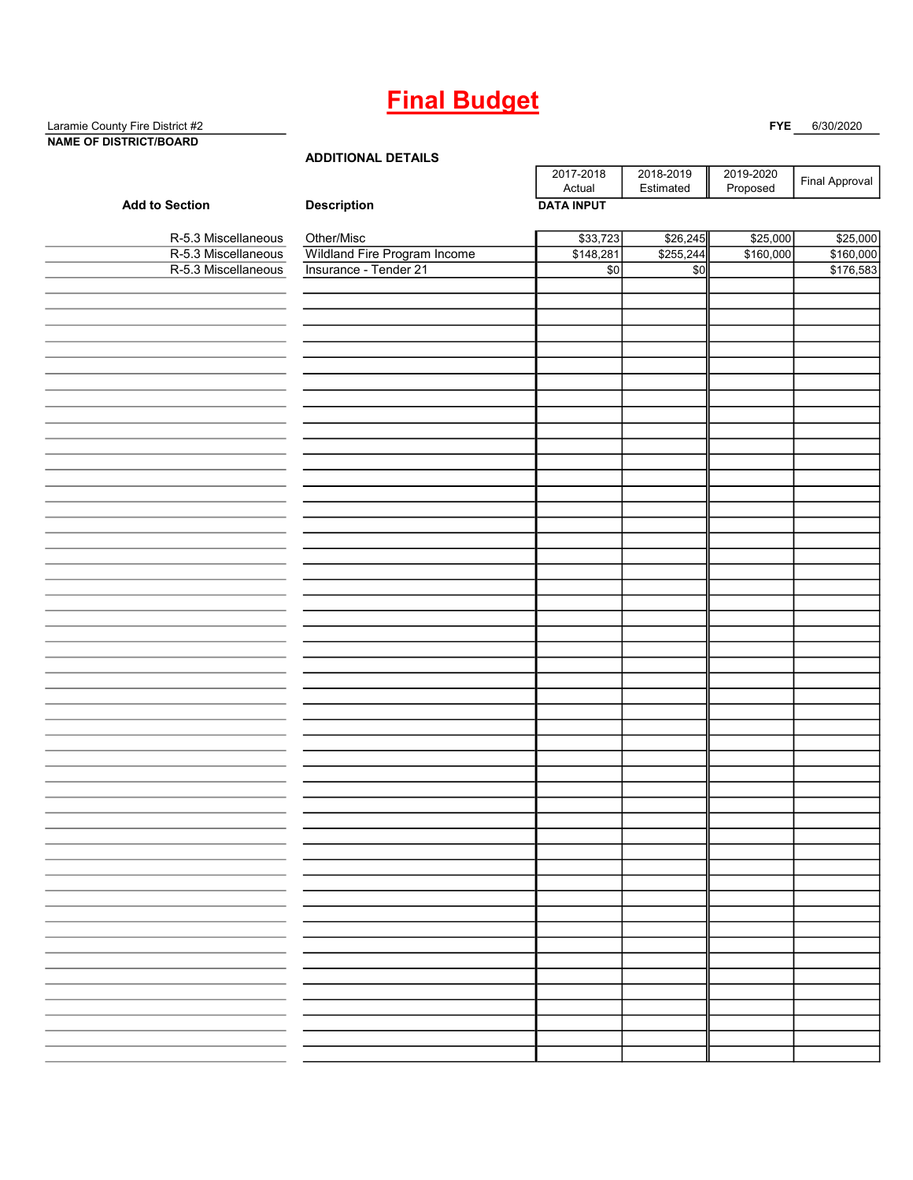# Final Budget

Laramie County Fire District #2
**NAME OF DISTRICT/BOARD**

**FYE** 6/30/2020

**ADDITIONAL DETAILS**

| Add to Section | Description | 2017-2018 Actual | 2018-2019 Estimated | 2019-2020 Proposed | Final Approval |
|---|---|---|---|---|---|
| | **DATA INPUT** | | | | |
| R-5.3 Miscellaneous | Other/Misc | $33,723 | $26,245 | $25,000 | $25,000 |
| R-5.3 Miscellaneous | Wildland Fire Program Income | $148,281 | $255,244 | $160,000 | $160,000 |
| R-5.3 Miscellaneous | Insurance - Tender 21 | $0 | $0 | | $176,583 |